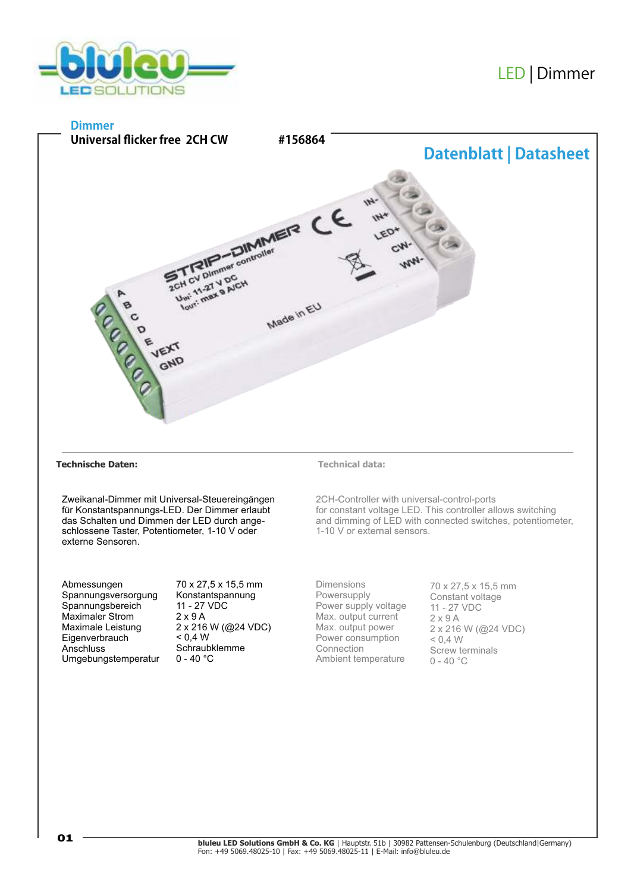LED | Dimmer

**Dimmer**

**Universal flicker free 2CH CW** **#156864**

## Datenblatt | Datasheet

**Technische Daten:**

Zweikanal-Dimmer mit Universal-Steuereingängen für Konstantspannungs-LED. Der Dimmer erlaubt das Schalten und Dimmen der LED durch angeschlossene Taster, Potentiometer, 1-10 V oder externe Sensoren.

| | |
|---|---|
| Abmessungen | 70 x 27,5 x 15,5 mm |
| Spannungsversorgung | Konstantspannung |
| Spannungsbereich | 11 - 27 VDC |
| Maximaler Strom | 2 x 9 A |
| Maximale Leistung | 2 x 216 W (@24 VDC) |
| Eigenverbrauch | < 0,4 W |
| Anschluss | Schraubklemme |
| Umgebungstemperatur | 0 - 40 °C |

**Technical data:**

2CH-Controller with universal-control-ports for constant voltage LED. This controller allows switching and dimming of LED with connected switches, potentiometer, 1-10 V or external sensors.

| | |
|---|---|
| Dimensions | 70 x 27,5 x 15,5 mm |
| Powersupply | Constant voltage |
| Power supply voltage | 11 - 27 VDC |
| Max. output current | 2 x 9 A |
| Max. output power | 2 x 216 W (@24 VDC) |
| Power consumption | < 0,4 W |
| Connection | Screw terminals |
| Ambient temperature | 0 - 40 °C |

**bluleu LED Solutions GmbH & Co. KG** | Hauptstr. 51b | 30982 Pattensen-Schulenburg (Deutschland|Germany)
Fon: +49 5069.48025-10 | Fax: +49 5069.48025-11 | E-Mail: info@bluleu.de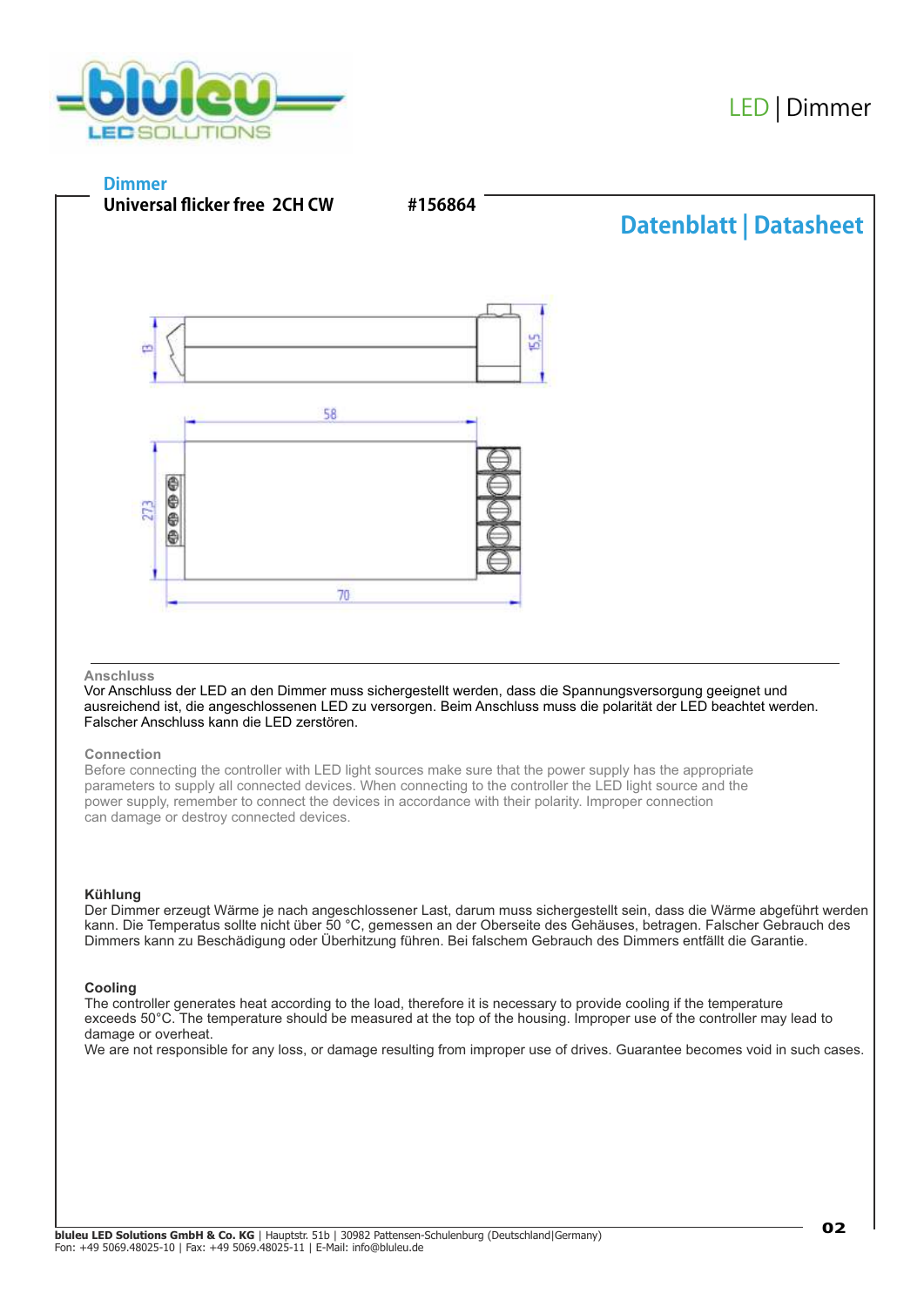**Dimmer**

**Universal flicker free 2CH CW** **#156864**

## Datenblatt | Datasheet

58

70

27,3

13

15,5

### Anschluss

Vor Anschluss der LED an den Dimmer muss sichergestellt werden, dass die Spannungsversorgung geeignet und ausreichend ist, die angeschlossenen LED zu versorgen. Beim Anschluss muss die polarität der LED beachtet werden. Falscher Anschluss kann die LED zerstören.

### Connection

Before connecting the controller with LED light sources make sure that the power supply has the appropriate parameters to supply all connected devices. When connecting to the controller the LED light source and the power supply, remember to connect the devices in accordance with their polarity. Improper connection can damage or destroy connected devices.

### Kühlung

Der Dimmer erzeugt Wärme je nach angeschlossener Last, darum muss sichergestellt sein, dass die Wärme abgeführt werden kann. Die Temperatus sollte nicht über 50 °C, gemessen an der Oberseite des Gehäuses, betragen. Falscher Gebrauch des Dimmers kann zu Beschädigung oder Überhitzung führen. Bei falschem Gebrauch des Dimmers entfällt die Garantie.

### Cooling

The controller generates heat according to the load, therefore it is necessary to provide cooling if the temperature exceeds 50°C. The temperature should be measured at the top of the housing. Improper use of the controller may lead to damage or overheat.

We are not responsible for any loss, or damage resulting from improper use of drives. Guarantee becomes void in such cases.

**bluleu LED Solutions GmbH & Co. KG** | Hauptstr. 51b | 30982 Pattensen-Schulenburg (Deutschland|Germany)
Fon: +49 5069.48025-10 | Fax: +49 5069.48025-11 | E-Mail: info@bluleu.de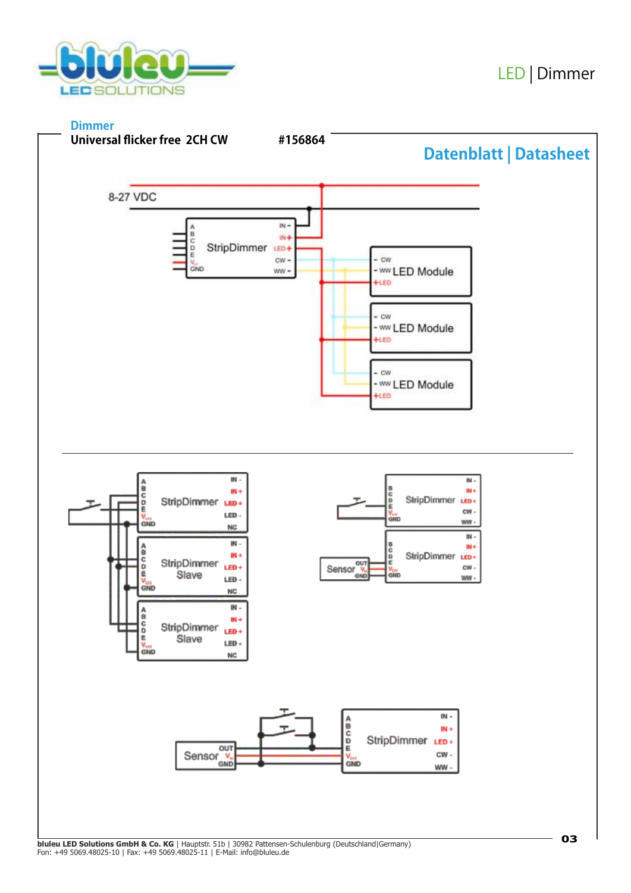**Dimmer**

**Universal flicker free 2CH CW** **#156864**

## Datenblatt | Datasheet

8-27 VDC

StripDimmer

A
B
C
D
E
$V_{EXT}$
GND

IN -
IN +
LED +
CW -
WW -

LED Module

- CW
- WW
+LED

LED Module

- CW
- WW
+LED

LED Module

- CW
- WW
+LED

StripDimmer

A
B
C
D
E
$V_{EXT}$
GND

IN -
IN +
LED +
LED -
NC

StripDimmer Slave

A
B
C
D
E
$V_{EXT}$
GND

IN -
IN +
LED +
LED -
NC

StripDimmer Slave

A
B
C
D
E
$V_{EXT}$
GND

IN -
IN +
LED +
LED -
NC

StripDimmer

B
C
D
E
$V_{EXT}$
GND

IN -
IN +
LED +
CW -
WW -

Sensor

OUT
$V_{IN}$
GND

StripDimmer

B
C
D
E
$V_{EXT}$
GND

IN -
IN +
LED +
CW -
WW -

Sensor

OUT
$V_{IN}$
GND

StripDimmer

A
B
C
D
E
$V_{EXT}$
GND

IN -
IN +
LED +
CW -
WW -

**bluleu LED Solutions GmbH & Co. KG** | Hauptstr. 51b | 30982 Pattensen-Schulenburg (Deutschland|Germany)
Fon: +49 5069.48025-10 | Fax: +49 5069.48025-11 | E-Mail: info@bluleu.de